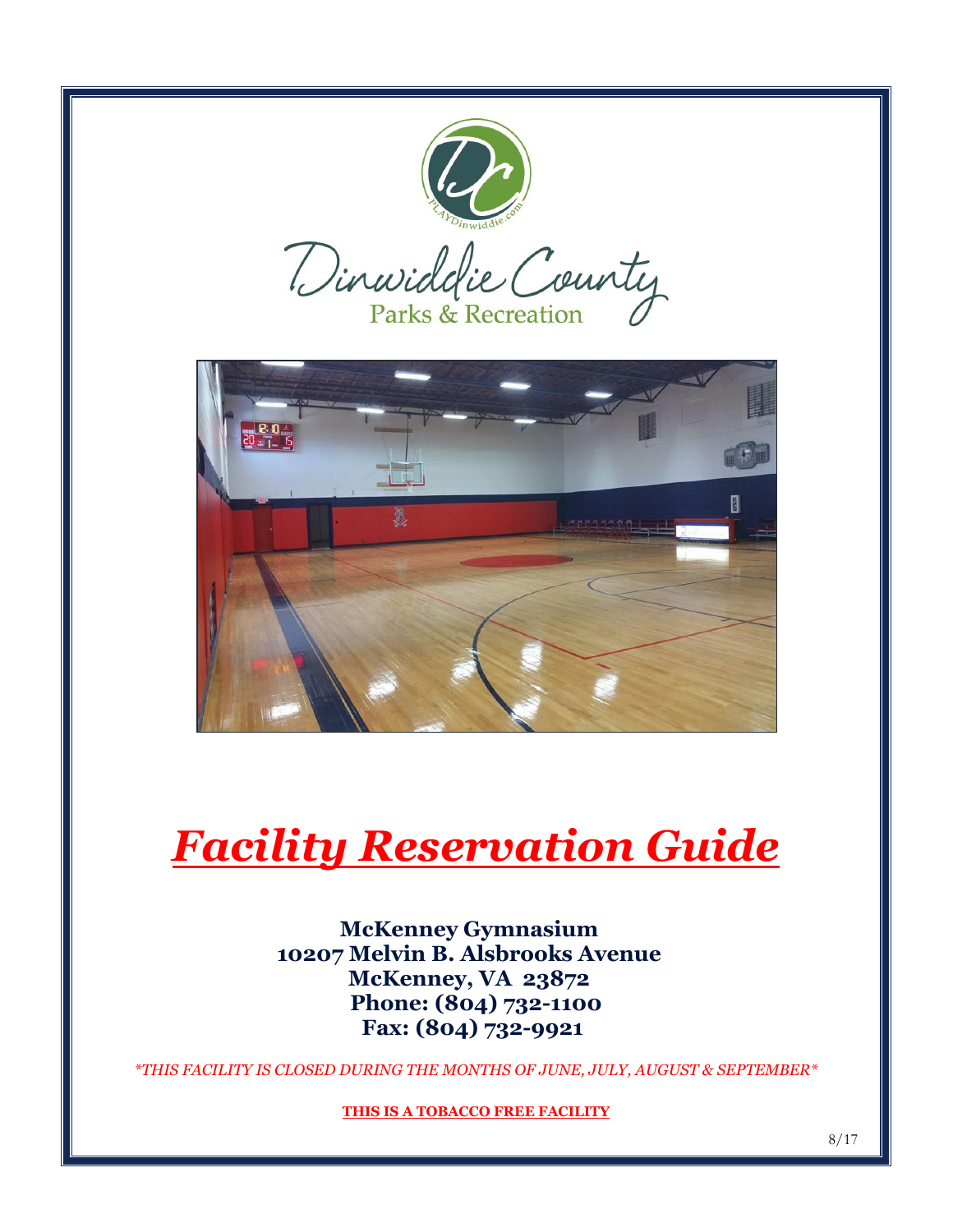Dinwiddie County

Parks & Recreation

# *Facility Reservation Guide*

**McKenney Gymnasium**
**10207 Melvin B. Alsbrooks Avenue**
**McKenney, VA 23872**
**Phone: (804) 732-1100**
**Fax: (804) 732-9921**

*\*THIS FACILITY IS CLOSED DURING THE MONTHS OF JUNE, JULY, AUGUST & SEPTEMBER\**

**THIS IS A TOBACCO FREE FACILITY**

8/17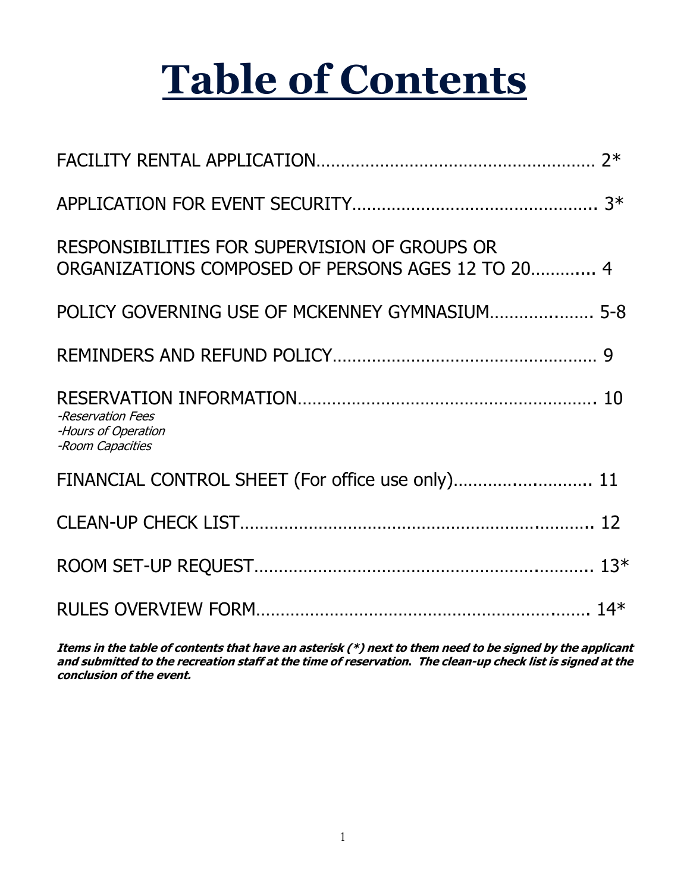# Table of Contents

| | |
|---|---|
| FACILITY RENTAL APPLICATION | 2* |
| APPLICATION FOR EVENT SECURITY | 3* |
| RESPONSIBILITIES FOR SUPERVISION OF GROUPS OR ORGANIZATIONS COMPOSED OF PERSONS AGES 12 TO 20 | 4 |
| POLICY GOVERNING USE OF MCKENNEY GYMNASIUM | 5-8 |
| REMINDERS AND REFUND POLICY | 9 |
| RESERVATION INFORMATION<br>*-Reservation Fees*<br>*-Hours of Operation*<br>*-Room Capacities* | 10 |
| FINANCIAL CONTROL SHEET (For office use only) | 11 |
| CLEAN-UP CHECK LIST | 12 |
| ROOM SET-UP REQUEST | 13* |
| RULES OVERVIEW FORM | 14* |

***Items in the table of contents that have an asterisk (*) next to them need to be signed by the applicant and submitted to the recreation staff at the time of reservation. The clean-up check list is signed at the conclusion of the event.***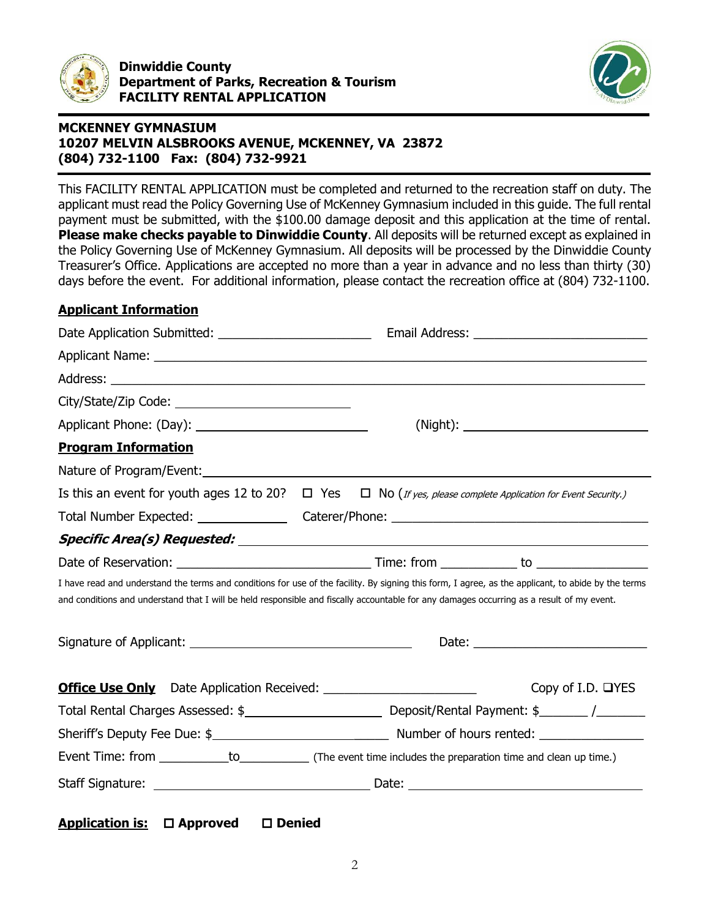**Dinwiddie County**
**Department of Parks, Recreation & Tourism**
**FACILITY RENTAL APPLICATION**

**MCKENNEY GYMNASIUM**
**10207 MELVIN ALSBROOKS AVENUE, MCKENNEY, VA 23872**
**(804) 732-1100 Fax: (804) 732-9921**

This FACILITY RENTAL APPLICATION must be completed and returned to the recreation staff on duty. The applicant must read the Policy Governing Use of McKenney Gymnasium included in this guide. The full rental payment must be submitted, with the $100.00 damage deposit and this application at the time of rental. **Please make checks payable to Dinwiddie County**. All deposits will be returned except as explained in the Policy Governing Use of McKenney Gymnasium. All deposits will be processed by the Dinwiddie County Treasurer's Office. Applications are accepted no more than a year in advance and no less than thirty (30) days before the event. For additional information, please contact the recreation office at (804) 732-1100.

**Applicant Information**

Date Application Submitted: ______________________ Email Address: ________________________

Applicant Name: ____________________________________________________________________

Address: __________________________________________________________________________

City/State/Zip Code: ________________________

Applicant Phone: (Day): ________________________ (Night): ________________________

**Program Information**

Nature of Program/Event: ____________________________________________________________

Is this an event for youth ages 12 to 20? ☐ Yes ☐ No (*If yes, please complete Application for Event Security.*)

Total Number Expected: ____________ Caterer/Phone: ____________________________________

***Specific Area(s) Requested:*** ________________________________________________________

Date of Reservation: __________________________ Time: from __________ to ______________

I have read and understand the terms and conditions for use of the facility. By signing this form, I agree, as the applicant, to abide by the terms and conditions and understand that I will be held responsible and fiscally accountable for any damages occurring as a result of my event.

Signature of Applicant: ________________________________ Date: ________________________

**Office Use Only** Date Application Received: ______________________ Copy of I.D. ❑YES

Total Rental Charges Assessed: $____________________ Deposit/Rental Payment: $_______ /_______

Sheriff's Deputy Fee Due: $__________________________ Number of hours rented: _______________

Event Time: from __________to__________ (The event time includes the preparation time and clean up time.)

Staff Signature: ________________________________ Date: ________________________________

**Application is:** ☐ **Approved** ☐ **Denied**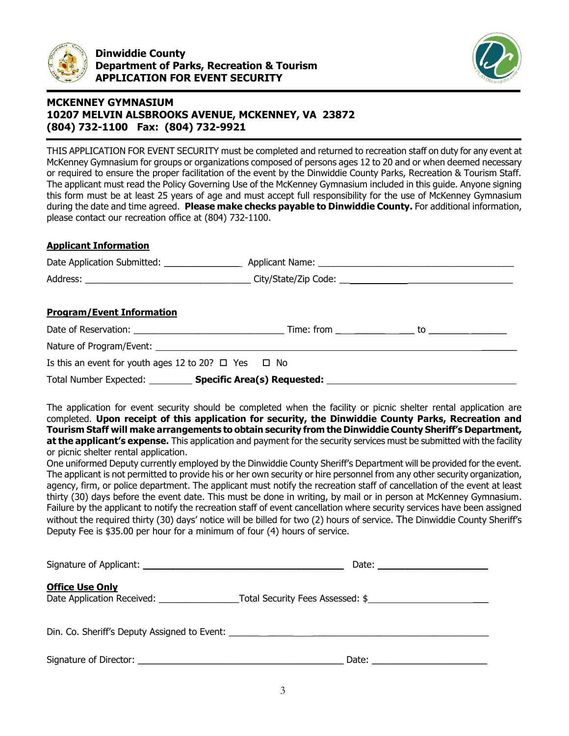**Dinwiddie County**
**Department of Parks, Recreation & Tourism**
**APPLICATION FOR EVENT SECURITY**

## MCKENNEY GYMNASIUM
## 10207 MELVIN ALSBROOKS AVENUE, MCKENNEY, VA 23872
## (804) 732-1100 Fax: (804) 732-9921

THIS APPLICATION FOR EVENT SECURITY must be completed and returned to recreation staff on duty for any event at McKenney Gymnasium for groups or organizations composed of persons ages 12 to 20 and or when deemed necessary or required to ensure the proper facilitation of the event by the Dinwiddie County Parks, Recreation & Tourism Staff. The applicant must read the Policy Governing Use of the McKenney Gymnasium included in this guide. Anyone signing this form must be at least 25 years of age and must accept full responsibility for the use of McKenney Gymnasium during the date and time agreed. **Please make checks payable to Dinwiddie County.** For additional information, please contact our recreation office at (804) 732-1100.

**Applicant Information**

Date Application Submitted: ______________ Applicant Name: ____________________________________

Address: ______________________________ City/State/Zip Code: ____________________________________

**Program/Event Information**

Date of Reservation: ____________________________ Time: from ______________ to ______________

Nature of Program/Event: ________________________________________________________________

Is this an event for youth ages 12 to 20? ☐ Yes ☐ No

Total Number Expected: ________ **Specific Area(s) Requested:** ____________________________________

The application for event security should be completed when the facility or picnic shelter rental application are completed. **Upon receipt of this application for security, the Dinwiddie County Parks, Recreation and Tourism Staff will make arrangements to obtain security from the Dinwiddie County Sheriff's Department, at the applicant's expense.** This application and payment for the security services must be submitted with the facility or picnic shelter rental application.

One uniformed Deputy currently employed by the Dinwiddie County Sheriff's Department will be provided for the event. The applicant is not permitted to provide his or her own security or hire personnel from any other security organization, agency, firm, or police department. The applicant must notify the recreation staff of cancellation of the event at least thirty (30) days before the event date. This must be done in writing, by mail or in person at McKenney Gymnasium. Failure by the applicant to notify the recreation staff of event cancellation where security services have been assigned without the required thirty (30) days' notice will be billed for two (2) hours of service. The Dinwiddie County Sheriff's Deputy Fee is $35.00 per hour for a minimum of four (4) hours of service.

Signature of Applicant: ____________________________________ Date: ____________________

**Office Use Only**

Date Application Received: ______________ Total Security Fees Assessed: $______________________

Din. Co. Sheriff's Deputy Assigned to Event: ____________________________________________

Signature of Director: ______________________________________ Date: ____________________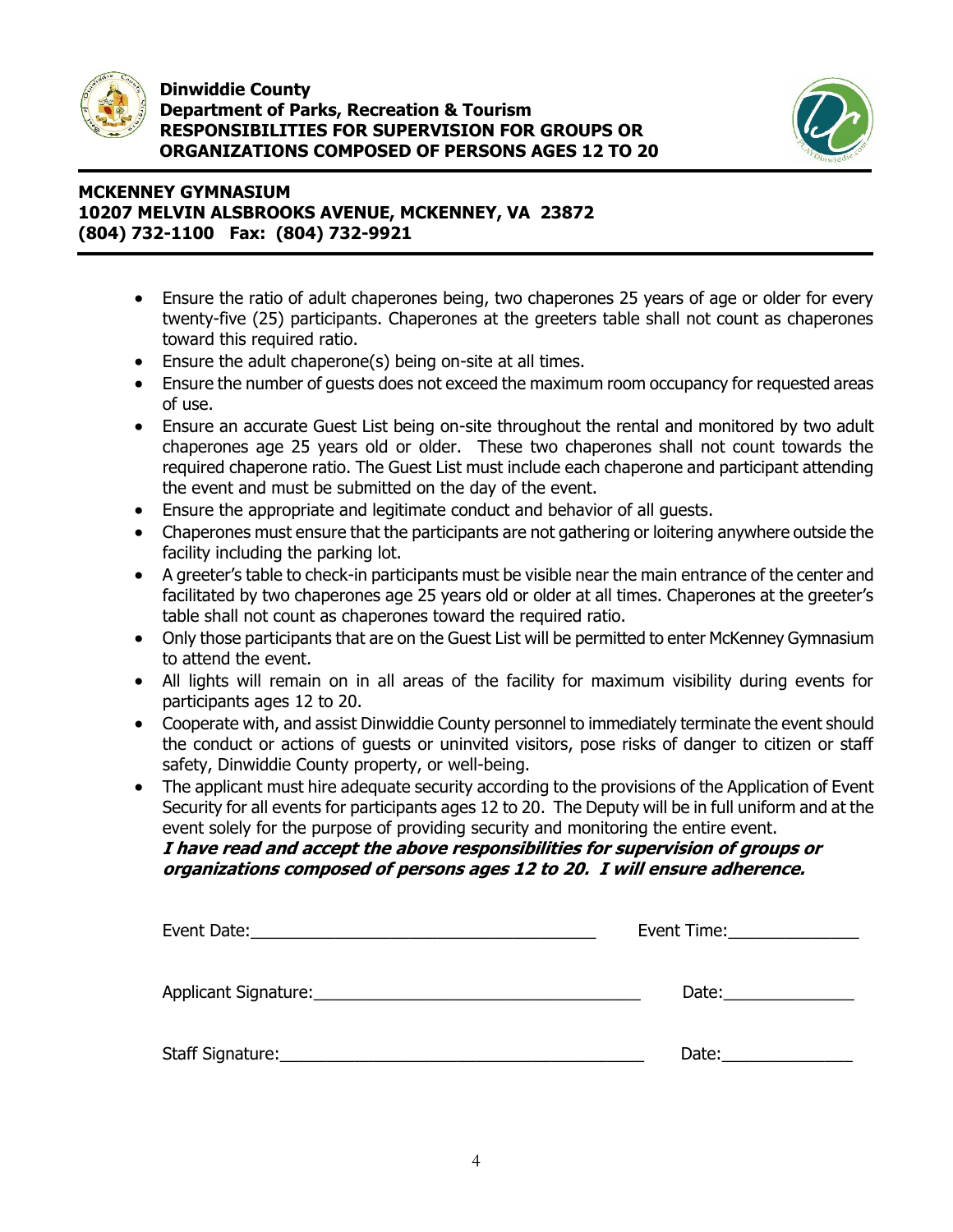**Dinwiddie County**
**Department of Parks, Recreation & Tourism**
**RESPONSIBILITIES FOR SUPERVISION FOR GROUPS OR ORGANIZATIONS COMPOSED OF PERSONS AGES 12 TO 20**

**MCKENNEY GYMNASIUM**
**10207 MELVIN ALSBROOKS AVENUE, MCKENNEY, VA 23872**
**(804) 732-1100 Fax: (804) 732-9921**

- Ensure the ratio of adult chaperones being, two chaperones 25 years of age or older for every twenty-five (25) participants. Chaperones at the greeters table shall not count as chaperones toward this required ratio.
- Ensure the adult chaperone(s) being on-site at all times.
- Ensure the number of guests does not exceed the maximum room occupancy for requested areas of use.
- Ensure an accurate Guest List being on-site throughout the rental and monitored by two adult chaperones age 25 years old or older. These two chaperones shall not count towards the required chaperone ratio. The Guest List must include each chaperone and participant attending the event and must be submitted on the day of the event.
- Ensure the appropriate and legitimate conduct and behavior of all guests.
- Chaperones must ensure that the participants are not gathering or loitering anywhere outside the facility including the parking lot.
- A greeter's table to check-in participants must be visible near the main entrance of the center and facilitated by two chaperones age 25 years old or older at all times. Chaperones at the greeter's table shall not count as chaperones toward the required ratio.
- Only those participants that are on the Guest List will be permitted to enter McKenney Gymnasium to attend the event.
- All lights will remain on in all areas of the facility for maximum visibility during events for participants ages 12 to 20.
- Cooperate with, and assist Dinwiddie County personnel to immediately terminate the event should the conduct or actions of guests or uninvited visitors, pose risks of danger to citizen or staff safety, Dinwiddie County property, or well-being.
- The applicant must hire adequate security according to the provisions of the Application of Event Security for all events for participants ages 12 to 20. The Deputy will be in full uniform and at the event solely for the purpose of providing security and monitoring the entire event.

***I have read and accept the above responsibilities for supervision of groups or organizations composed of persons ages 12 to 20. I will ensure adherence.***

Event Date:_____________________________________ Event Time:______________

Applicant Signature:___________________________________ Date:______________

Staff Signature:_______________________________________ Date:______________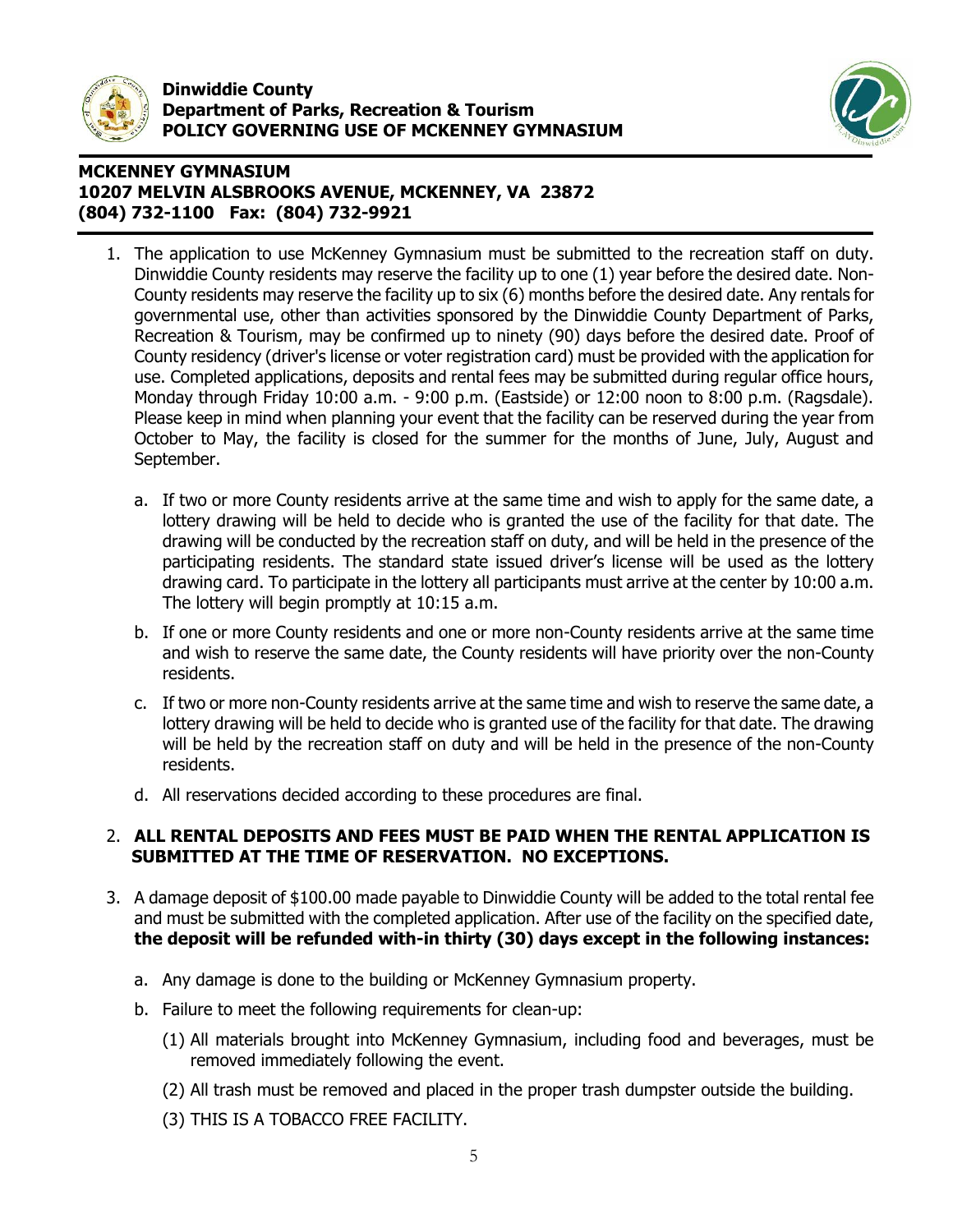**Dinwiddie County**
**Department of Parks, Recreation & Tourism**
**POLICY GOVERNING USE OF MCKENNEY GYMNASIUM**

**MCKENNEY GYMNASIUM**
**10207 MELVIN ALSBROOKS AVENUE, MCKENNEY, VA 23872**
**(804) 732-1100 Fax: (804) 732-9921**

1. The application to use McKenney Gymnasium must be submitted to the recreation staff on duty. Dinwiddie County residents may reserve the facility up to one (1) year before the desired date. Non-County residents may reserve the facility up to six (6) months before the desired date. Any rentals for governmental use, other than activities sponsored by the Dinwiddie County Department of Parks, Recreation & Tourism, may be confirmed up to ninety (90) days before the desired date. Proof of County residency (driver's license or voter registration card) must be provided with the application for use. Completed applications, deposits and rental fees may be submitted during regular office hours, Monday through Friday 10:00 a.m. - 9:00 p.m. (Eastside) or 12:00 noon to 8:00 p.m. (Ragsdale). Please keep in mind when planning your event that the facility can be reserved during the year from October to May, the facility is closed for the summer for the months of June, July, August and September.

   a. If two or more County residents arrive at the same time and wish to apply for the same date, a lottery drawing will be held to decide who is granted the use of the facility for that date. The drawing will be conducted by the recreation staff on duty, and will be held in the presence of the participating residents. The standard state issued driver's license will be used as the lottery drawing card. To participate in the lottery all participants must arrive at the center by 10:00 a.m. The lottery will begin promptly at 10:15 a.m.

   b. If one or more County residents and one or more non-County residents arrive at the same time and wish to reserve the same date, the County residents will have priority over the non-County residents.

   c. If two or more non-County residents arrive at the same time and wish to reserve the same date, a lottery drawing will be held to decide who is granted use of the facility for that date. The drawing will be held by the recreation staff on duty and will be held in the presence of the non-County residents.

   d. All reservations decided according to these procedures are final.

2. **ALL RENTAL DEPOSITS AND FEES MUST BE PAID WHEN THE RENTAL APPLICATION IS SUBMITTED AT THE TIME OF RESERVATION. NO EXCEPTIONS.**

3. A damage deposit of $100.00 made payable to Dinwiddie County will be added to the total rental fee and must be submitted with the completed application. After use of the facility on the specified date, **the deposit will be refunded with-in thirty (30) days except in the following instances:**

   a. Any damage is done to the building or McKenney Gymnasium property.

   b. Failure to meet the following requirements for clean-up:

      (1) All materials brought into McKenney Gymnasium, including food and beverages, must be removed immediately following the event.

      (2) All trash must be removed and placed in the proper trash dumpster outside the building.

      (3) THIS IS A TOBACCO FREE FACILITY.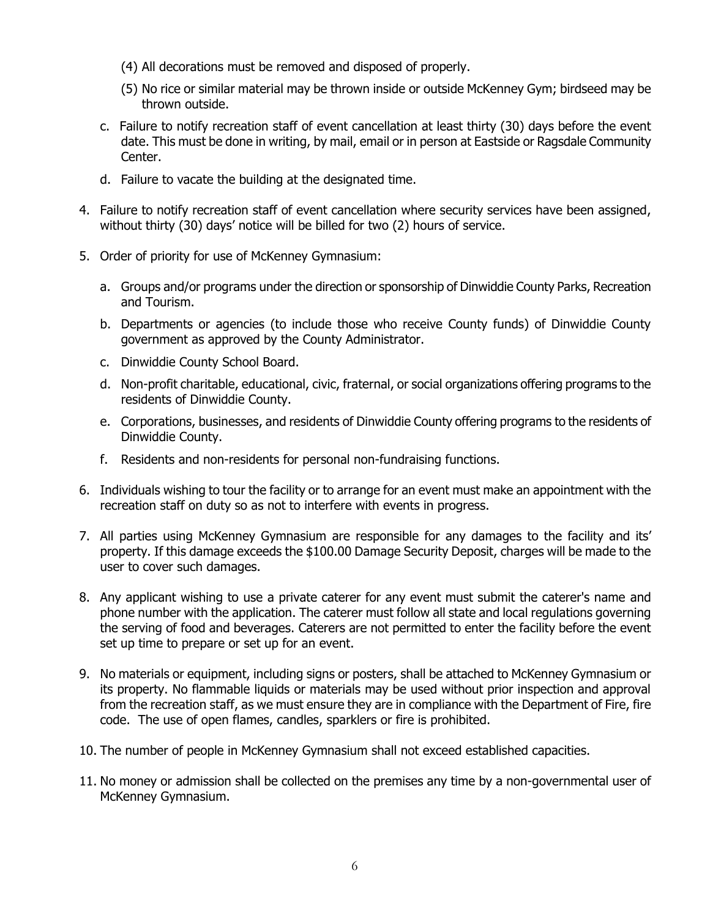(4) All decorations must be removed and disposed of properly.

   (5) No rice or similar material may be thrown inside or outside McKenney Gym; birdseed may be thrown outside.

   c. Failure to notify recreation staff of event cancellation at least thirty (30) days before the event date. This must be done in writing, by mail, email or in person at Eastside or Ragsdale Community Center.

   d. Failure to vacate the building at the designated time.

4. Failure to notify recreation staff of event cancellation where security services have been assigned, without thirty (30) days' notice will be billed for two (2) hours of service.

5. Order of priority for use of McKenney Gymnasium:

   a. Groups and/or programs under the direction or sponsorship of Dinwiddie County Parks, Recreation and Tourism.

   b. Departments or agencies (to include those who receive County funds) of Dinwiddie County government as approved by the County Administrator.

   c. Dinwiddie County School Board.

   d. Non-profit charitable, educational, civic, fraternal, or social organizations offering programs to the residents of Dinwiddie County.

   e. Corporations, businesses, and residents of Dinwiddie County offering programs to the residents of Dinwiddie County.

   f. Residents and non-residents for personal non-fundraising functions.

6. Individuals wishing to tour the facility or to arrange for an event must make an appointment with the recreation staff on duty so as not to interfere with events in progress.

7. All parties using McKenney Gymnasium are responsible for any damages to the facility and its' property. If this damage exceeds the $100.00 Damage Security Deposit, charges will be made to the user to cover such damages.

8. Any applicant wishing to use a private caterer for any event must submit the caterer's name and phone number with the application. The caterer must follow all state and local regulations governing the serving of food and beverages. Caterers are not permitted to enter the facility before the event set up time to prepare or set up for an event.

9. No materials or equipment, including signs or posters, shall be attached to McKenney Gymnasium or its property. No flammable liquids or materials may be used without prior inspection and approval from the recreation staff, as we must ensure they are in compliance with the Department of Fire, fire code. The use of open flames, candles, sparklers or fire is prohibited.

10. The number of people in McKenney Gymnasium shall not exceed established capacities.

11. No money or admission shall be collected on the premises any time by a non-governmental user of McKenney Gymnasium.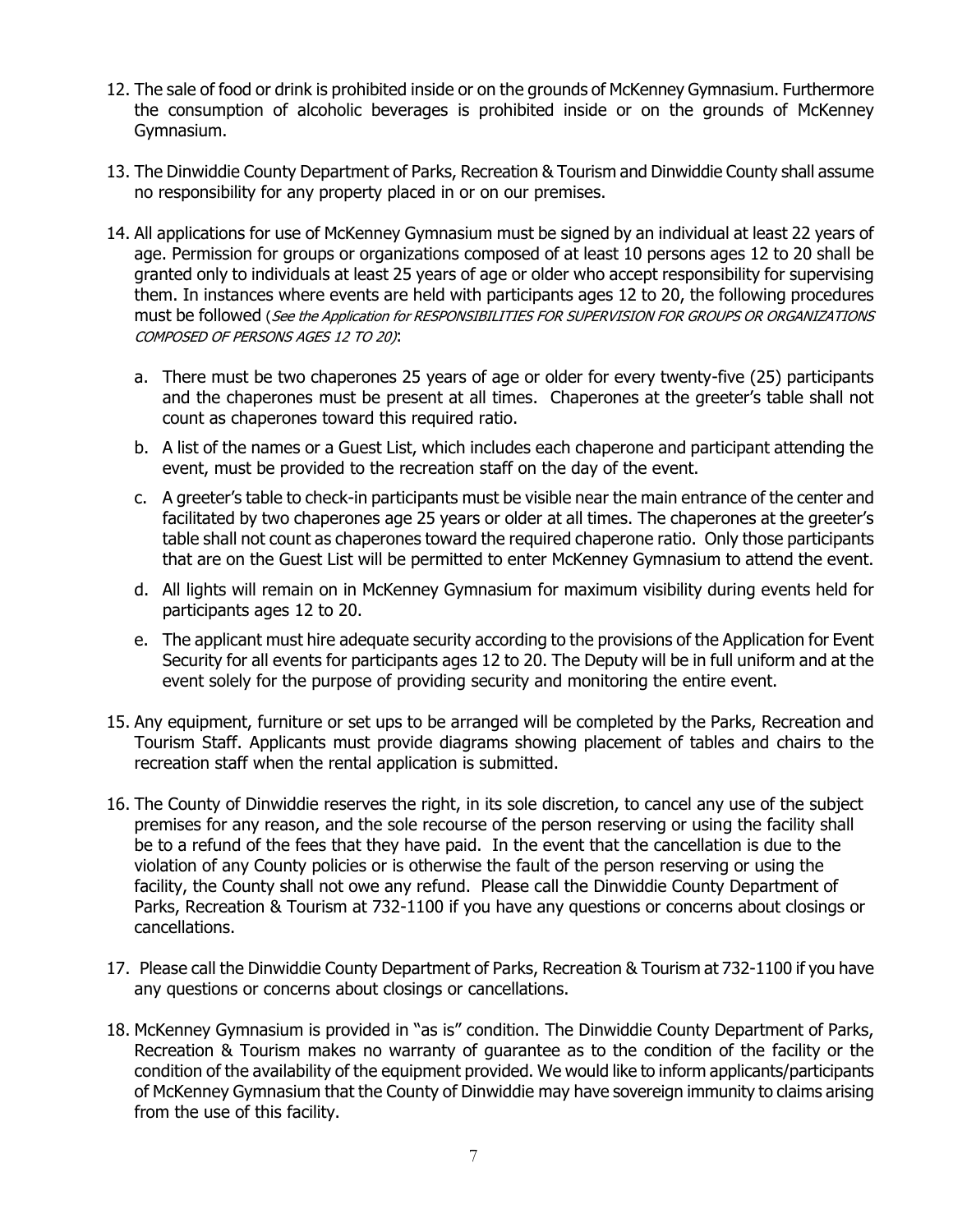12. The sale of food or drink is prohibited inside or on the grounds of McKenney Gymnasium. Furthermore the consumption of alcoholic beverages is prohibited inside or on the grounds of McKenney Gymnasium.

13. The Dinwiddie County Department of Parks, Recreation & Tourism and Dinwiddie County shall assume no responsibility for any property placed in or on our premises.

14. All applications for use of McKenney Gymnasium must be signed by an individual at least 22 years of age. Permission for groups or organizations composed of at least 10 persons ages 12 to 20 shall be granted only to individuals at least 25 years of age or older who accept responsibility for supervising them. In instances where events are held with participants ages 12 to 20, the following procedures must be followed (*See the Application for RESPONSIBILITIES FOR SUPERVISION FOR GROUPS OR ORGANIZATIONS COMPOSED OF PERSONS AGES 12 TO 20)*:

    a. There must be two chaperones 25 years of age or older for every twenty-five (25) participants and the chaperones must be present at all times. Chaperones at the greeter's table shall not count as chaperones toward this required ratio.

    b. A list of the names or a Guest List, which includes each chaperone and participant attending the event, must be provided to the recreation staff on the day of the event.

    c. A greeter's table to check-in participants must be visible near the main entrance of the center and facilitated by two chaperones age 25 years or older at all times. The chaperones at the greeter's table shall not count as chaperones toward the required chaperone ratio. Only those participants that are on the Guest List will be permitted to enter McKenney Gymnasium to attend the event.

    d. All lights will remain on in McKenney Gymnasium for maximum visibility during events held for participants ages 12 to 20.

    e. The applicant must hire adequate security according to the provisions of the Application for Event Security for all events for participants ages 12 to 20. The Deputy will be in full uniform and at the event solely for the purpose of providing security and monitoring the entire event.

15. Any equipment, furniture or set ups to be arranged will be completed by the Parks, Recreation and Tourism Staff. Applicants must provide diagrams showing placement of tables and chairs to the recreation staff when the rental application is submitted.

16. The County of Dinwiddie reserves the right, in its sole discretion, to cancel any use of the subject premises for any reason, and the sole recourse of the person reserving or using the facility shall be to a refund of the fees that they have paid. In the event that the cancellation is due to the violation of any County policies or is otherwise the fault of the person reserving or using the facility, the County shall not owe any refund. Please call the Dinwiddie County Department of Parks, Recreation & Tourism at 732-1100 if you have any questions or concerns about closings or cancellations.

17. Please call the Dinwiddie County Department of Parks, Recreation & Tourism at 732-1100 if you have any questions or concerns about closings or cancellations.

18. McKenney Gymnasium is provided in "as is" condition. The Dinwiddie County Department of Parks, Recreation & Tourism makes no warranty of guarantee as to the condition of the facility or the condition of the availability of the equipment provided. We would like to inform applicants/participants of McKenney Gymnasium that the County of Dinwiddie may have sovereign immunity to claims arising from the use of this facility.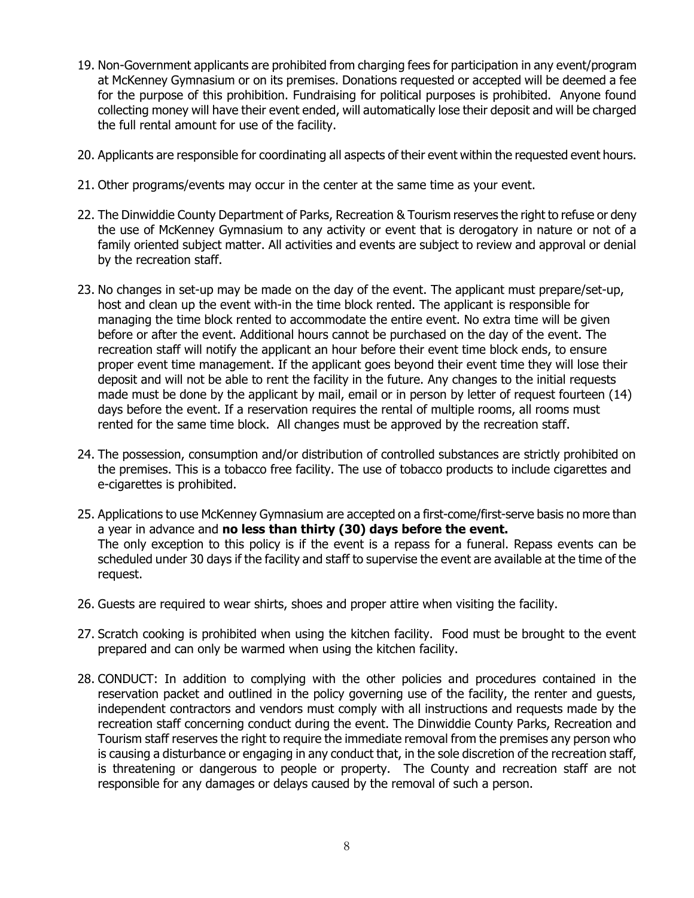19. Non-Government applicants are prohibited from charging fees for participation in any event/program at McKenney Gymnasium or on its premises. Donations requested or accepted will be deemed a fee for the purpose of this prohibition. Fundraising for political purposes is prohibited. Anyone found collecting money will have their event ended, will automatically lose their deposit and will be charged the full rental amount for use of the facility.

20. Applicants are responsible for coordinating all aspects of their event within the requested event hours.

21. Other programs/events may occur in the center at the same time as your event.

22. The Dinwiddie County Department of Parks, Recreation & Tourism reserves the right to refuse or deny the use of McKenney Gymnasium to any activity or event that is derogatory in nature or not of a family oriented subject matter. All activities and events are subject to review and approval or denial by the recreation staff.

23. No changes in set-up may be made on the day of the event. The applicant must prepare/set-up, host and clean up the event with-in the time block rented. The applicant is responsible for managing the time block rented to accommodate the entire event. No extra time will be given before or after the event. Additional hours cannot be purchased on the day of the event. The recreation staff will notify the applicant an hour before their event time block ends, to ensure proper event time management. If the applicant goes beyond their event time they will lose their deposit and will not be able to rent the facility in the future. Any changes to the initial requests made must be done by the applicant by mail, email or in person by letter of request fourteen (14) days before the event. If a reservation requires the rental of multiple rooms, all rooms must rented for the same time block. All changes must be approved by the recreation staff.

24. The possession, consumption and/or distribution of controlled substances are strictly prohibited on the premises. This is a tobacco free facility. The use of tobacco products to include cigarettes and e-cigarettes is prohibited.

25. Applications to use McKenney Gymnasium are accepted on a first-come/first-serve basis no more than a year in advance and **no less than thirty (30) days before the event.**
    The only exception to this policy is if the event is a repass for a funeral. Repass events can be scheduled under 30 days if the facility and staff to supervise the event are available at the time of the request.

26. Guests are required to wear shirts, shoes and proper attire when visiting the facility.

27. Scratch cooking is prohibited when using the kitchen facility. Food must be brought to the event prepared and can only be warmed when using the kitchen facility.

28. CONDUCT: In addition to complying with the other policies and procedures contained in the reservation packet and outlined in the policy governing use of the facility, the renter and guests, independent contractors and vendors must comply with all instructions and requests made by the recreation staff concerning conduct during the event. The Dinwiddie County Parks, Recreation and Tourism staff reserves the right to require the immediate removal from the premises any person who is causing a disturbance or engaging in any conduct that, in the sole discretion of the recreation staff, is threatening or dangerous to people or property. The County and recreation staff are not responsible for any damages or delays caused by the removal of such a person.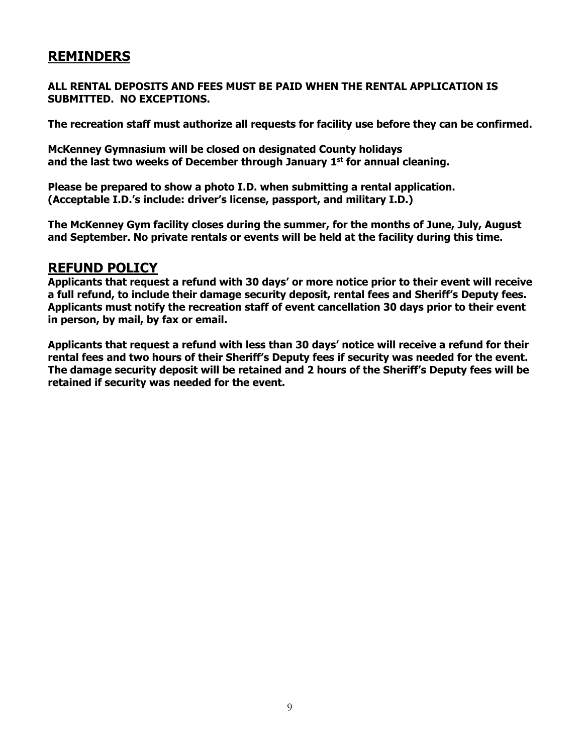## REMINDERS

**ALL RENTAL DEPOSITS AND FEES MUST BE PAID WHEN THE RENTAL APPLICATION IS SUBMITTED. NO EXCEPTIONS.**

**The recreation staff must authorize all requests for facility use before they can be confirmed.**

**McKenney Gymnasium will be closed on designated County holidays and the last two weeks of December through January 1st for annual cleaning.**

**Please be prepared to show a photo I.D. when submitting a rental application. (Acceptable I.D.'s include: driver's license, passport, and military I.D.)**

**The McKenney Gym facility closes during the summer, for the months of June, July, August and September. No private rentals or events will be held at the facility during this time.**

## REFUND POLICY

**Applicants that request a refund with 30 days' or more notice prior to their event will receive a full refund, to include their damage security deposit, rental fees and Sheriff's Deputy fees. Applicants must notify the recreation staff of event cancellation 30 days prior to their event in person, by mail, by fax or email.**

**Applicants that request a refund with less than 30 days' notice will receive a refund for their rental fees and two hours of their Sheriff's Deputy fees if security was needed for the event. The damage security deposit will be retained and 2 hours of the Sheriff's Deputy fees will be retained if security was needed for the event.**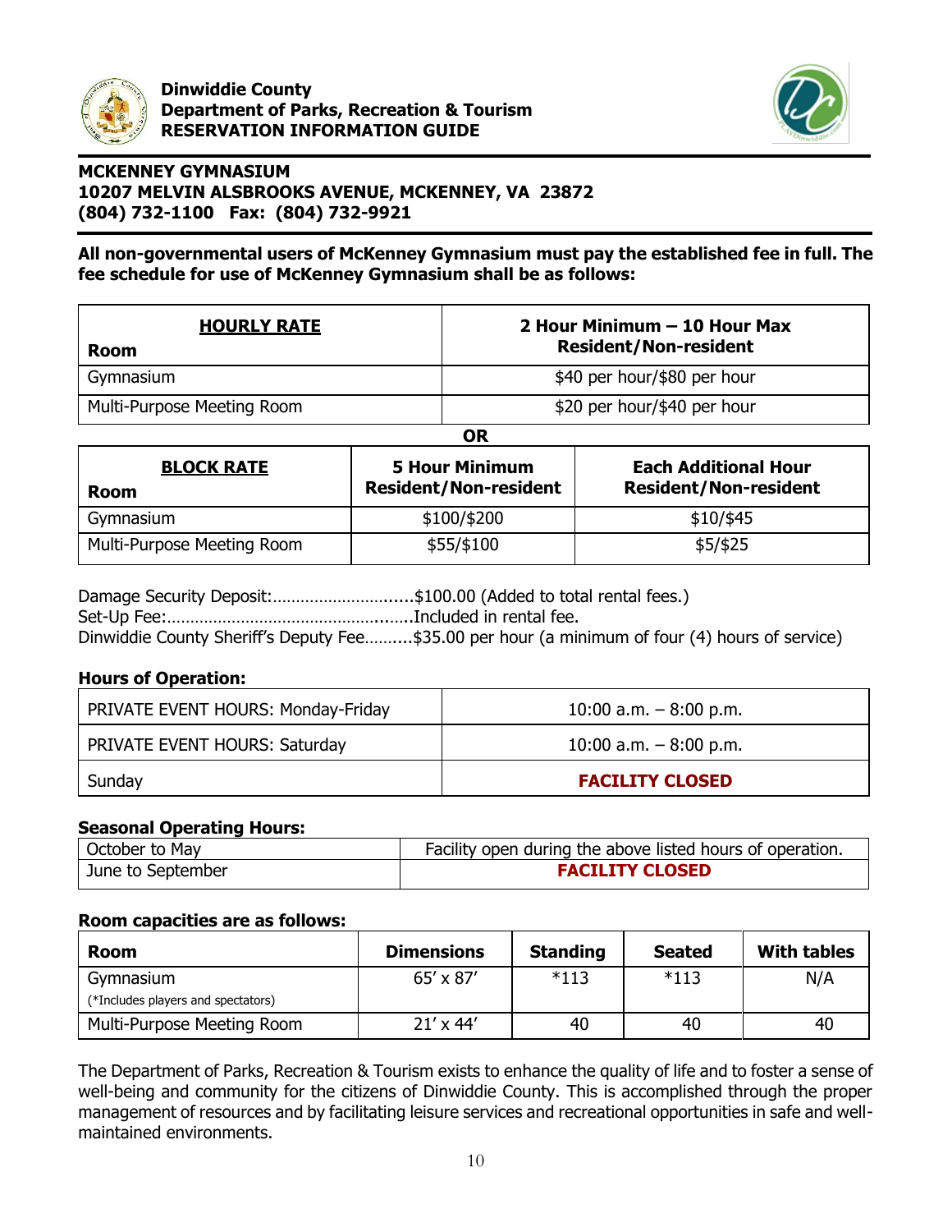**Dinwiddie County**
**Department of Parks, Recreation & Tourism**
**RESERVATION INFORMATION GUIDE**

## MCKENNEY GYMNASIUM
**10207 MELVIN ALSBROOKS AVENUE, MCKENNEY, VA 23872**
**(804) 732-1100 Fax: (804) 732-9921**

**All non-governmental users of McKenney Gymnasium must pay the established fee in full. The fee schedule for use of McKenney Gymnasium shall be as follows:**

| **HOURLY RATE** Room | **2 Hour Minimum – 10 Hour Max Resident/Non-resident** |
|---|---|
| Gymnasium | $40 per hour/$80 per hour |
| Multi-Purpose Meeting Room | $20 per hour/$40 per hour |

**OR**

| **BLOCK RATE** Room | **5 Hour Minimum Resident/Non-resident** | **Each Additional Hour Resident/Non-resident** |
|---|---|---|
| Gymnasium | $100/$200 | $10/$45 |
| Multi-Purpose Meeting Room | $55/$100 | $5/$25 |

Damage Security Deposit:………………………......$100.00 (Added to total rental fees.)
Set-Up Fee:…………………………………….......Included in rental fee.
Dinwiddie County Sheriff's Deputy Fee……....$35.00 per hour (a minimum of four (4) hours of service)

**Hours of Operation:**

| | |
|---|---|
| PRIVATE EVENT HOURS: Monday-Friday | 10:00 a.m. – 8:00 p.m. |
| PRIVATE EVENT HOURS: Saturday | 10:00 a.m. – 8:00 p.m. |
| Sunday | **FACILITY CLOSED** |

**Seasonal Operating Hours:**

| | |
|---|---|
| October to May | Facility open during the above listed hours of operation. |
| June to September | **FACILITY CLOSED** |

**Room capacities are as follows:**

| Room | Dimensions | Standing | Seated | With tables |
|---|---|---|---|---|
| Gymnasium (*Includes players and spectators) | 65' x 87' | *113 | *113 | N/A |
| Multi-Purpose Meeting Room | 21' x 44' | 40 | 40 | 40 |

The Department of Parks, Recreation & Tourism exists to enhance the quality of life and to foster a sense of well-being and community for the citizens of Dinwiddie County. This is accomplished through the proper management of resources and by facilitating leisure services and recreational opportunities in safe and well-maintained environments.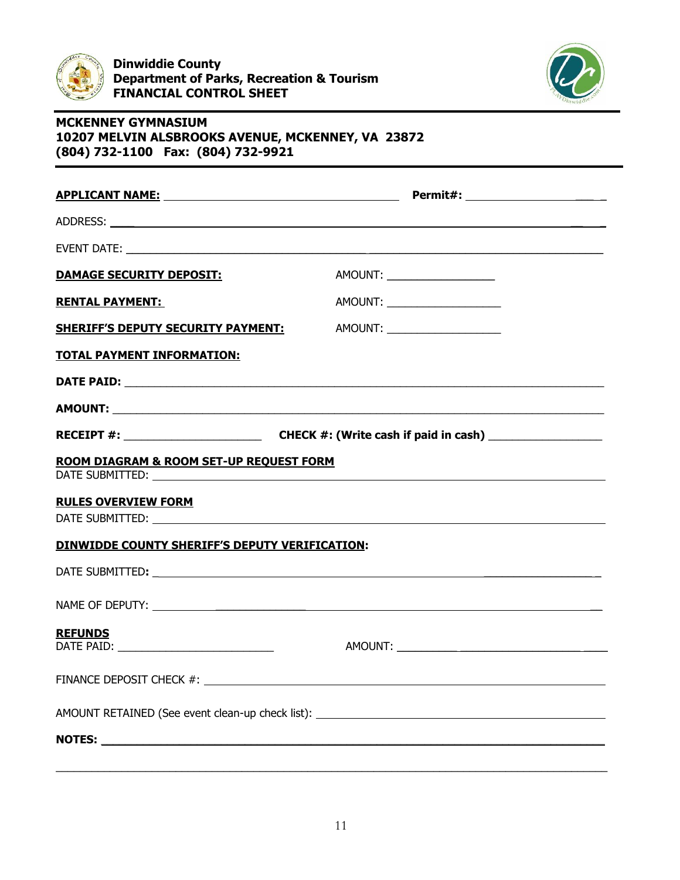**Dinwiddie County**
**Department of Parks, Recreation & Tourism**
**FINANCIAL CONTROL SHEET**

**MCKENNEY GYMNASIUM**
**10207 MELVIN ALSBROOKS AVENUE, MCKENNEY, VA 23872**
**(804) 732-1100 Fax: (804) 732-9921**

**APPLICANT NAME:** ______________________________ **Permit#:** ____________________

ADDRESS: ______________________________________________________________

EVENT DATE: ____________________________________________________________

**DAMAGE SECURITY DEPOSIT:** AMOUNT: ________________

**RENTAL PAYMENT:** AMOUNT: ________________

**SHERIFF'S DEPUTY SECURITY PAYMENT:** AMOUNT: ________________

**TOTAL PAYMENT INFORMATION:**

**DATE PAID:** ______________________________________________________________

**AMOUNT:** ________________________________________________________________

**RECEIPT #:** ____________________ **CHECK #: (Write cash if paid in cash)** ________________

**ROOM DIAGRAM & ROOM SET-UP REQUEST FORM**
DATE SUBMITTED: ________________________________________________________

**RULES OVERVIEW FORM**
DATE SUBMITTED: ________________________________________________________

**DINWIDDE COUNTY SHERIFF'S DEPUTY VERIFICATION:**

DATE SUBMITTED: ________________________________________________________

NAME OF DEPUTY: ________________________________________________________

**REFUNDS**
DATE PAID: ________________________ AMOUNT: ________________________

FINANCE DEPOSIT CHECK #: ________________________________________________

AMOUNT RETAINED (See event clean-up check list): ______________________________

**NOTES:** ________________________________________________________________

__________________________________________________________________________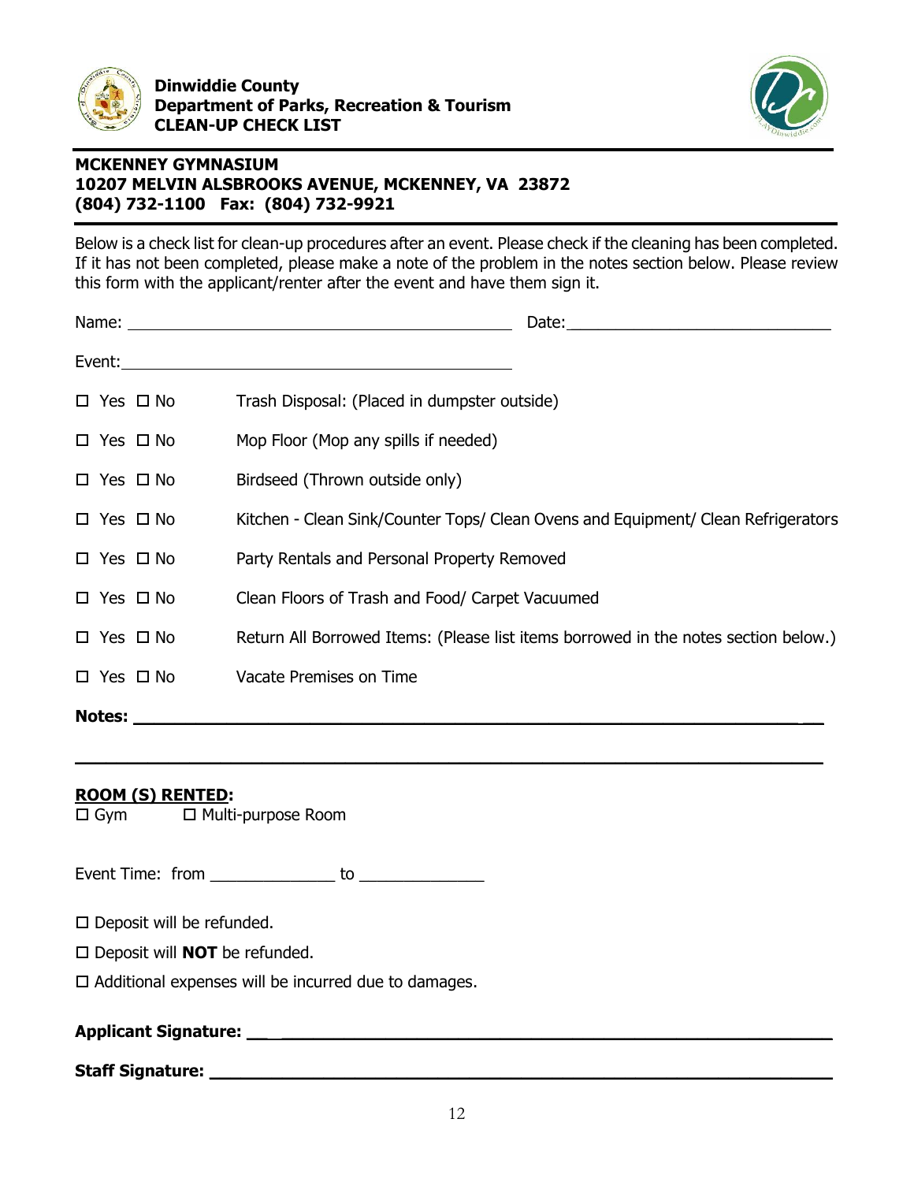**Dinwiddie County**
**Department of Parks, Recreation & Tourism**
**CLEAN-UP CHECK LIST**

---

**MCKENNEY GYMNASIUM**
**10207 MELVIN ALSBROOKS AVENUE, MCKENNEY, VA 23872**
**(804) 732-1100 Fax: (804) 732-9921**

---

Below is a check list for clean-up procedures after an event. Please check if the cleaning has been completed. If it has not been completed, please make a note of the problem in the notes section below. Please review this form with the applicant/renter after the event and have them sign it.

Name: _______________________________________ Date: ____________________________

Event: _______________________________________

☐ Yes ☐ No Trash Disposal: (Placed in dumpster outside)

☐ Yes ☐ No Mop Floor (Mop any spills if needed)

☐ Yes ☐ No Birdseed (Thrown outside only)

☐ Yes ☐ No Kitchen - Clean Sink/Counter Tops/ Clean Ovens and Equipment/ Clean Refrigerators

☐ Yes ☐ No Party Rentals and Personal Property Removed

☐ Yes ☐ No Clean Floors of Trash and Food/ Carpet Vacuumed

☐ Yes ☐ No Return All Borrowed Items: (Please list items borrowed in the notes section below.)

☐ Yes ☐ No Vacate Premises on Time

**Notes:** ________________________________________________________________________

__________________________________________________________________________________

**ROOM (S) RENTED:**
☐ Gym ☐ Multi-purpose Room

Event Time: from ______________ to ______________

☐ Deposit will be refunded.

☐ Deposit will **NOT** be refunded.

☐ Additional expenses will be incurred due to damages.

**Applicant Signature: ____________________________________________________________**

**Staff Signature: ________________________________________________________________**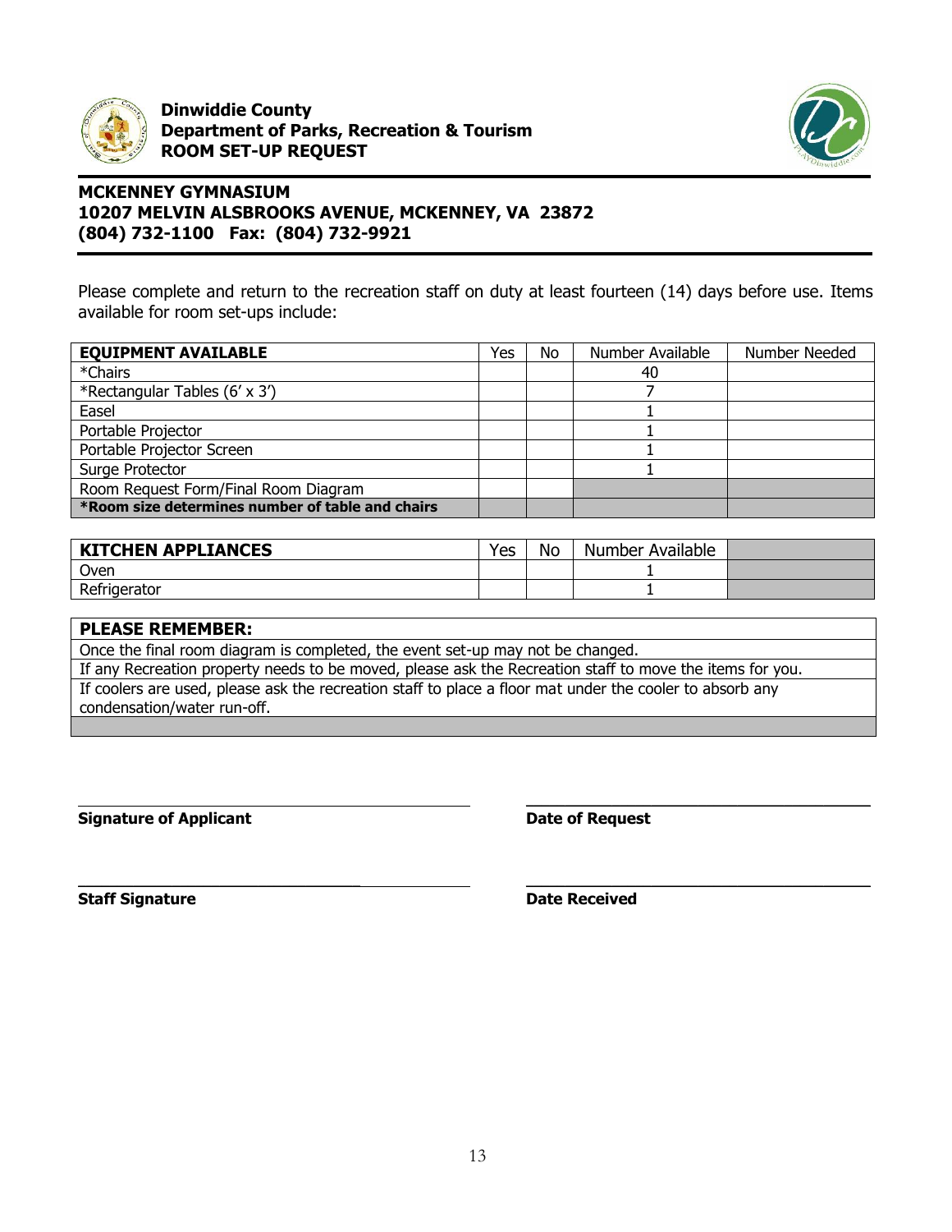**Dinwiddie County**
**Department of Parks, Recreation & Tourism**
**ROOM SET-UP REQUEST**

**MCKENNEY GYMNASIUM**
**10207 MELVIN ALSBROOKS AVENUE, MCKENNEY, VA 23872**
**(804) 732-1100 Fax: (804) 732-9921**

Please complete and return to the recreation staff on duty at least fourteen (14) days before use. Items available for room set-ups include:

| **EQUIPMENT AVAILABLE** | Yes | No | Number Available | Number Needed |
|---|---|---|---|---|
| *Chairs | | | 40 | |
| *Rectangular Tables (6' x 3') | | | 7 | |
| Easel | | | 1 | |
| Portable Projector | | | 1 | |
| Portable Projector Screen | | | 1 | |
| Surge Protector | | | 1 | |
| Room Request Form/Final Room Diagram | | | | |
| **\*Room size determines number of table and chairs** | | | | |

| **KITCHEN APPLIANCES** | Yes | No | Number Available | |
|---|---|---|---|---|
| Oven | | | 1 | |
| Refrigerator | | | 1 | |

| **PLEASE REMEMBER:** |
|---|
| Once the final room diagram is completed, the event set-up may not be changed. |
| If any Recreation property needs to be moved, please ask the Recreation staff to move the items for you. |
| If coolers are used, please ask the recreation staff to place a floor mat under the cooler to absorb any condensation/water run-off. |

______________________________ ______________________________
**Signature of Applicant** **Date of Request**

______________________________ ______________________________
**Staff Signature** **Date Received**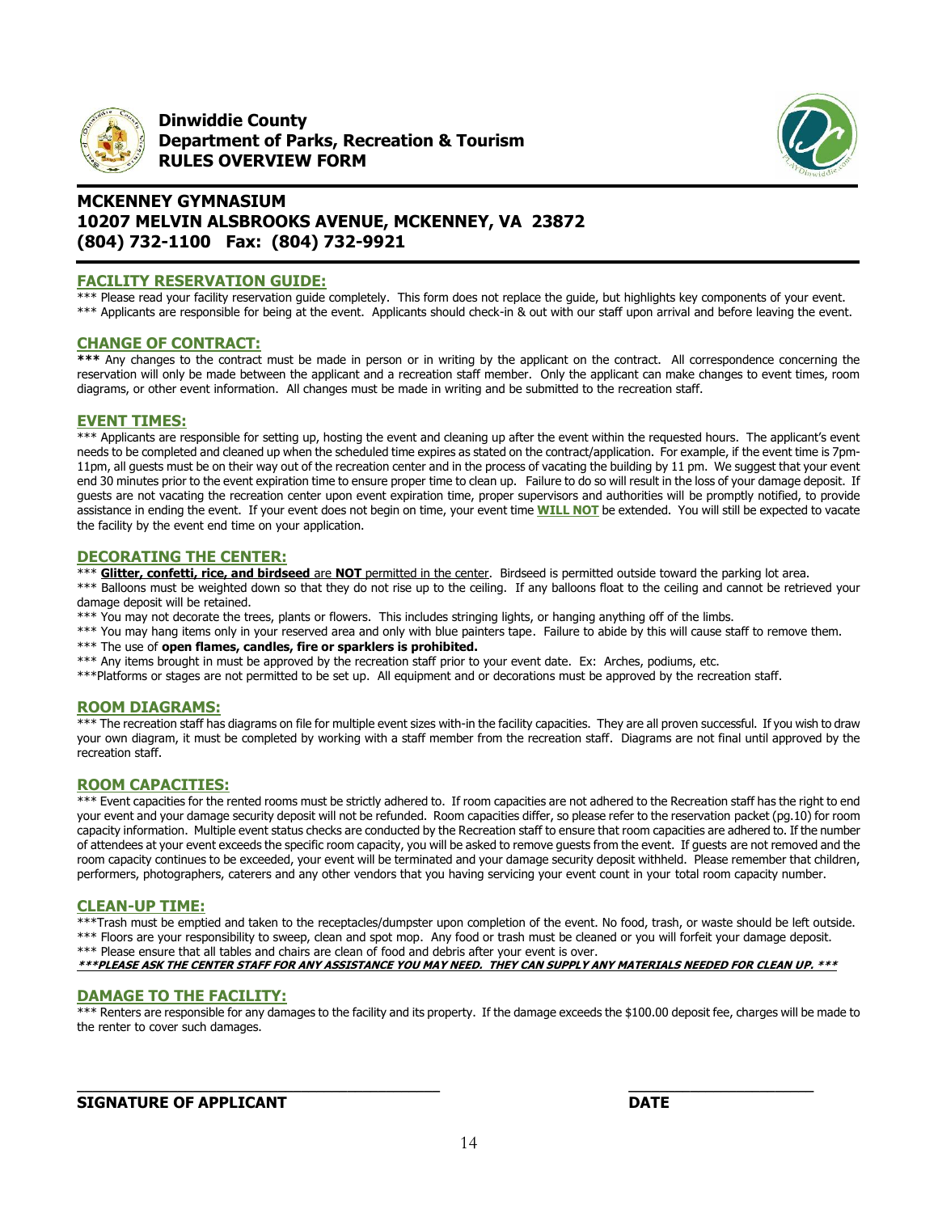**Dinwiddie County**
**Department of Parks, Recreation & Tourism**
**RULES OVERVIEW FORM**

# MCKENNEY GYMNASIUM
# 10207 MELVIN ALSBROOKS AVENUE, MCKENNEY, VA 23872
# (804) 732-1100 Fax: (804) 732-9921

## FACILITY RESERVATION GUIDE:

*** Please read your facility reservation guide completely. This form does not replace the guide, but highlights key components of your event.
*** Applicants are responsible for being at the event. Applicants should check-in & out with our staff upon arrival and before leaving the event.

## CHANGE OF CONTRACT:

**\*\*\*** Any changes to the contract must be made in person or in writing by the applicant on the contract. All correspondence concerning the reservation will only be made between the applicant and a recreation staff member. Only the applicant can make changes to event times, room diagrams, or other event information. All changes must be made in writing and be submitted to the recreation staff.

## EVENT TIMES:

*** Applicants are responsible for setting up, hosting the event and cleaning up after the event within the requested hours. The applicant's event needs to be completed and cleaned up when the scheduled time expires as stated on the contract/application. For example, if the event time is 7pm-11pm, all guests must be on their way out of the recreation center and in the process of vacating the building by 11 pm. We suggest that your event end 30 minutes prior to the event expiration time to ensure proper time to clean up. Failure to do so will result in the loss of your damage deposit. If guests are not vacating the recreation center upon event expiration time, proper supervisors and authorities will be promptly notified, to provide assistance in ending the event. If your event does not begin on time, your event time **WILL NOT** be extended. You will still be expected to vacate the facility by the event end time on your application.

## DECORATING THE CENTER:

*** **Glitter, confetti, rice, and birdseed** are **NOT** permitted in the center. Birdseed is permitted outside toward the parking lot area.
*** Balloons must be weighted down so that they do not rise up to the ceiling. If any balloons float to the ceiling and cannot be retrieved your damage deposit will be retained.
*** You may not decorate the trees, plants or flowers. This includes stringing lights, or hanging anything off of the limbs.
*** You may hang items only in your reserved area and only with blue painters tape. Failure to abide by this will cause staff to remove them.
*** The use of **open flames, candles, fire or sparklers is prohibited.**
*** Any items brought in must be approved by the recreation staff prior to your event date. Ex: Arches, podiums, etc.
***Platforms or stages are not permitted to be set up. All equipment and or decorations must be approved by the recreation staff.

## ROOM DIAGRAMS:

*** The recreation staff has diagrams on file for multiple event sizes with-in the facility capacities. They are all proven successful. If you wish to draw your own diagram, it must be completed by working with a staff member from the recreation staff. Diagrams are not final until approved by the recreation staff.

## ROOM CAPACITIES:

*** Event capacities for the rented rooms must be strictly adhered to. If room capacities are not adhered to the Recreation staff has the right to end your event and your damage security deposit will not be refunded. Room capacities differ, so please refer to the reservation packet (pg.10) for room capacity information. Multiple event status checks are conducted by the Recreation staff to ensure that room capacities are adhered to. If the number of attendees at your event exceeds the specific room capacity, you will be asked to remove guests from the event. If guests are not removed and the room capacity continues to be exceeded, your event will be terminated and your damage security deposit withheld. Please remember that children, performers, photographers, caterers and any other vendors that you having servicing your event count in your total room capacity number.

## CLEAN-UP TIME:

***Trash must be emptied and taken to the receptacles/dumpster upon completion of the event. No food, trash, or waste should be left outside.
*** Floors are your responsibility to sweep, clean and spot mop. Any food or trash must be cleaned or you will forfeit your damage deposit.
*** Please ensure that all tables and chairs are clean of food and debris after your event is over.
***\*\*\*PLEASE ASK THE CENTER STAFF FOR ANY ASSISTANCE YOU MAY NEED. THEY CAN SUPPLY ANY MATERIALS NEEDED FOR CLEAN UP. \*\*\****

## DAMAGE TO THE FACILITY:

*** Renters are responsible for any damages to the facility and its property. If the damage exceeds the $100.00 deposit fee, charges will be made to the renter to cover such damages.

\_\_\_\_\_\_\_\_\_\_\_\_\_\_\_\_\_\_\_\_\_\_\_\_\_\_\_\_\_\_\_\_\_\_\_\_\_\_\_\_ \_\_\_\_\_\_\_\_\_\_\_\_\_\_\_\_\_\_\_\_

**SIGNATURE OF APPLICANT** **DATE**